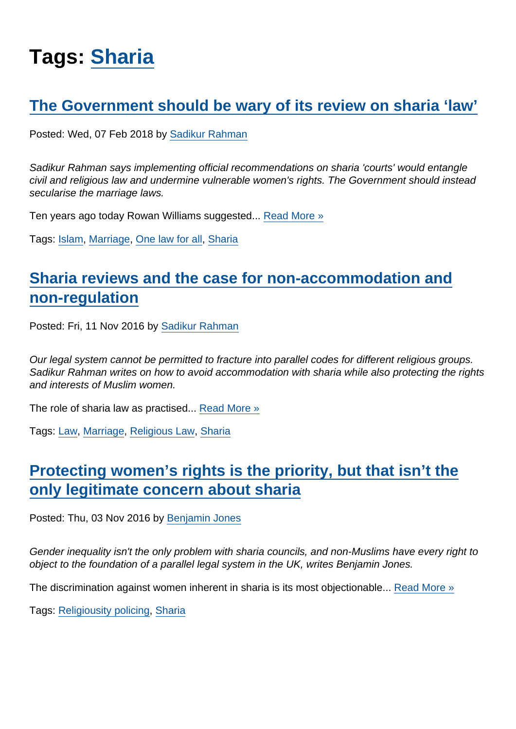# Tags: Sharia

## The Government should be wary of its review on sharia 'law'

Posted: Wed, 07 Feb 2018 by Sadikur Rahman

*Sadikur Rahman says implementing official recommendations on sharia 'courts' would entangle civil and religious law and undermine vulnerable women's rights. The Government should instead secularise the marriage laws.*

Ten years ago today Rowan Williams suggested... Read More »

Tags: Islam, Marriage, One law for all, Sharia

## Sharia reviews and the case for non-accommodation and non-regulation

Posted: Fri, 11 Nov 2016 by Sadikur Rahman

*Our legal system cannot be permitted to fracture into parallel codes for different religious groups. Sadikur Rahman writes on how to avoid accommodation with sharia while also protecting the rights and interests of Muslim women.*

The role of sharia law as practised... Read More »

Tags: Law, Marriage, Religious Law, Sharia

## Protecting women's rights is the priority, but that isn't the only legitimate concern about sharia

Posted: Thu, 03 Nov 2016 by Benjamin Jones

*Gender inequality isn't the only problem with sharia councils, and non-Muslims have every right to object to the foundation of a parallel legal system in the UK, writes Benjamin Jones.*

The discrimination against women inherent in sharia is its most objectionable... Read More »

Tags: Religiousity policing, Sharia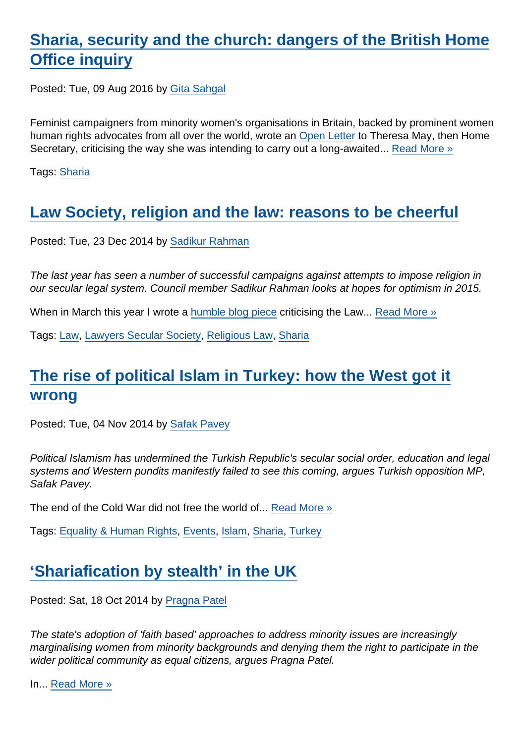## Sharia, security and the church: dangers of the British Home Office inquiry

Posted: Tue, 09 Aug 2016 by Gita Sahgal

Feminist campaigners from minority women's organisations in Britain, backed by prominent women human rights advocates from all over the world, wrote an Open Letter to Theresa May, then Home Secretary, criticising the way she was intending to carry out a long-awaited... Read More »

Tags: Sharia

## Law Society, religion and the law: reasons to be cheerful

Posted: Tue, 23 Dec 2014 by Sadikur Rahman

*The last year has seen a number of successful campaigns against attempts to impose religion in our secular legal system. Council member Sadikur Rahman looks at hopes for optimism in 2015.*

When in March this year I wrote a humble blog piece criticising the Law... Read More »

Tags: Law, Lawyers Secular Society, Religious Law, Sharia

## The rise of political Islam in Turkey: how the West got it wrong

Posted: Tue, 04 Nov 2014 by Safak Pavey

*Political Islamism has undermined the Turkish Republic's secular social order, education and legal systems and Western pundits manifestly failed to see this coming, argues Turkish opposition MP, Safak Pavey.*

The end of the Cold War did not free the world of... Read More »

Tags: Equality & Human Rights, Events, Islam, Sharia, Turkey

## 'Shariafication by stealth' in the UK

Posted: Sat, 18 Oct 2014 by Pragna Patel

*The state's adoption of 'faith based' approaches to address minority issues are increasingly marginalising women from minority backgrounds and denying them the right to participate in the wider political community as equal citizens, argues Pragna Patel.*

In... Read More »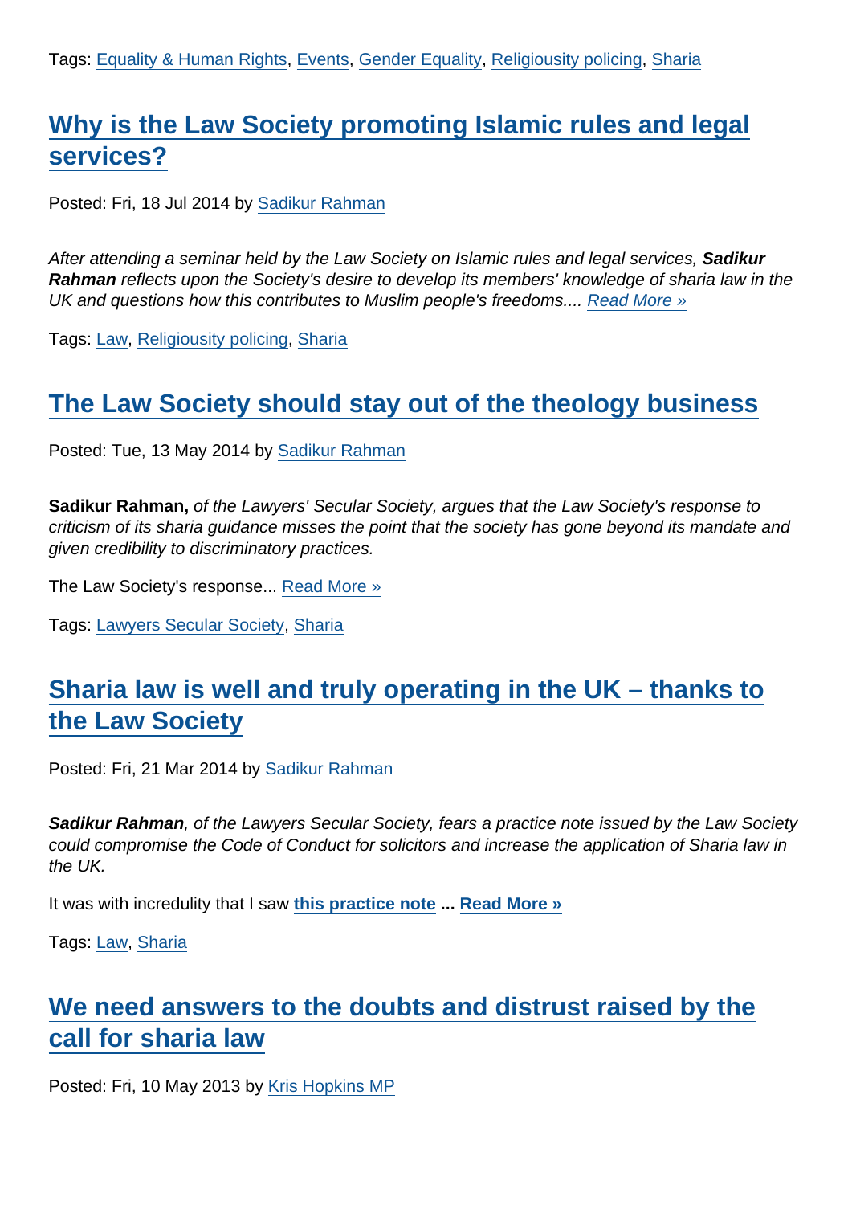Tags: Equality & Human Rights, Events, Gender Equality, Religiousity policing, Sharia

## Why is the Law Society promoting Islamic rules and legal services?

Posted: Fri, 18 Jul 2014 by Sadikur Rahman

*After attending a seminar held by the Law Society on Islamic rules and legal services,* ***Sadikur Rahman*** *reflects upon the Society's desire to develop its members' knowledge of sharia law in the UK and questions how this contributes to Muslim people's freedoms....* *Read More »*

Tags: Law, Religiousity policing, Sharia

## The Law Society should stay out of the theology business

Posted: Tue, 13 May 2014 by Sadikur Rahman

**Sadikur Rahman,** *of the Lawyers' Secular Society, argues that the Law Society's response to criticism of its sharia guidance misses the point that the society has gone beyond its mandate and given credibility to discriminatory practices.*

The Law Society's response... Read More »

Tags: Lawyers Secular Society, Sharia

## Sharia law is well and truly operating in the UK – thanks to the Law Society

Posted: Fri, 21 Mar 2014 by Sadikur Rahman

***Sadikur Rahman****, of the Lawyers Secular Society, fears a practice note issued by the Law Society could compromise the Code of Conduct for solicitors and increase the application of Sharia law in the UK.*

It was with incredulity that I saw **this practice note** **...** **Read More »**

Tags: Law, Sharia

## We need answers to the doubts and distrust raised by the call for sharia law

Posted: Fri, 10 May 2013 by Kris Hopkins MP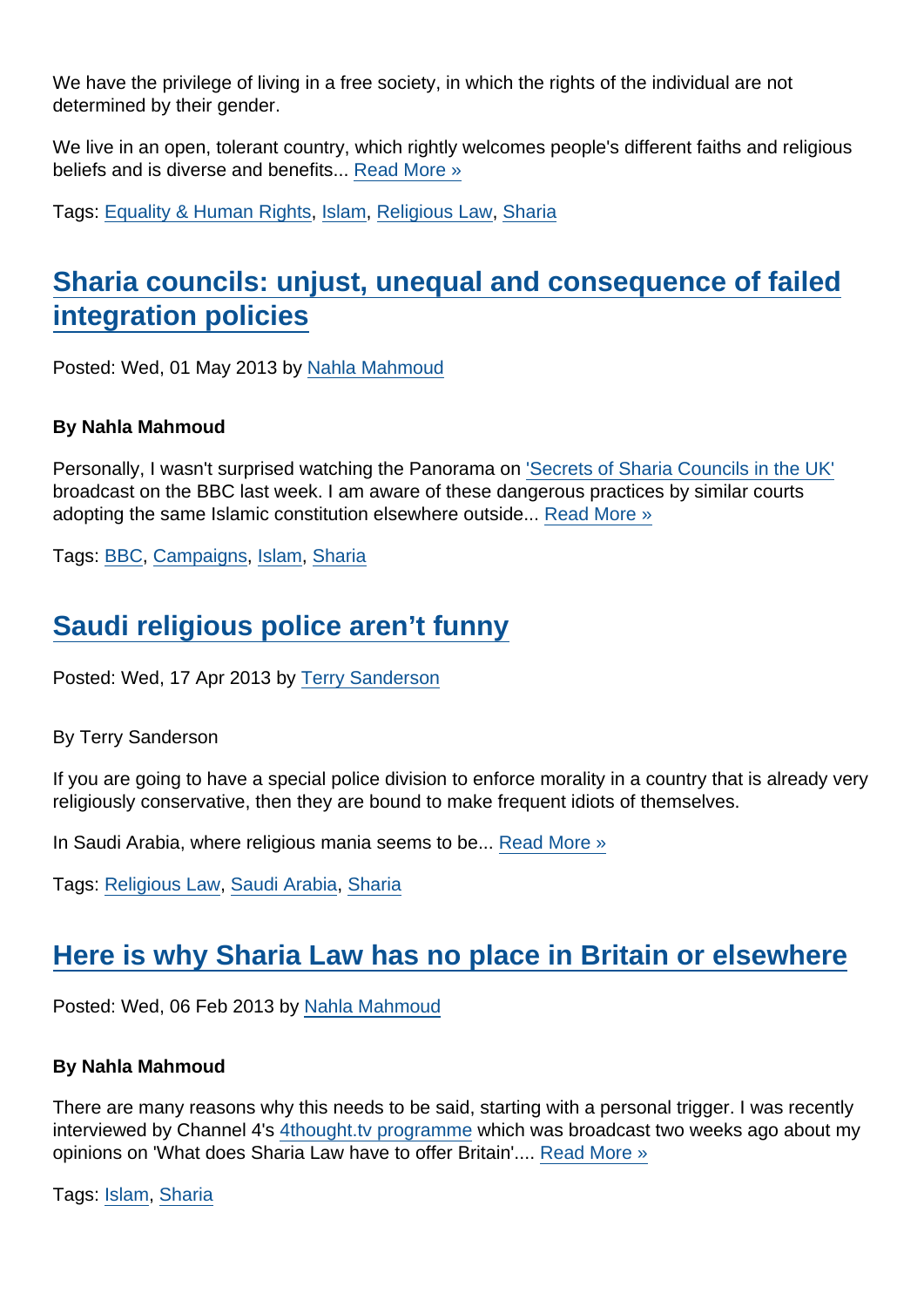We have the privilege of living in a free society, in which the rights of the individual are not determined by their gender.

We live in an open, tolerant country, which rightly welcomes people's different faiths and religious beliefs and is diverse and benefits... Read More »

Tags: Equality & Human Rights, Islam, Religious Law, Sharia

## Sharia councils: unjust, unequal and consequence of failed integration policies

Posted: Wed, 01 May 2013 by Nahla Mahmoud

**By Nahla Mahmoud**

Personally, I wasn't surprised watching the Panorama on 'Secrets of Sharia Councils in the UK' broadcast on the BBC last week. I am aware of these dangerous practices by similar courts adopting the same Islamic constitution elsewhere outside... Read More »

Tags: BBC, Campaigns, Islam, Sharia

## Saudi religious police aren't funny

Posted: Wed, 17 Apr 2013 by Terry Sanderson

By Terry Sanderson

If you are going to have a special police division to enforce morality in a country that is already very religiously conservative, then they are bound to make frequent idiots of themselves.

In Saudi Arabia, where religious mania seems to be... Read More »

Tags: Religious Law, Saudi Arabia, Sharia

## Here is why Sharia Law has no place in Britain or elsewhere

Posted: Wed, 06 Feb 2013 by Nahla Mahmoud

**By Nahla Mahmoud**

There are many reasons why this needs to be said, starting with a personal trigger. I was recently interviewed by Channel 4's 4thought.tv programme which was broadcast two weeks ago about my opinions on 'What does Sharia Law have to offer Britain'.... Read More »

Tags: Islam, Sharia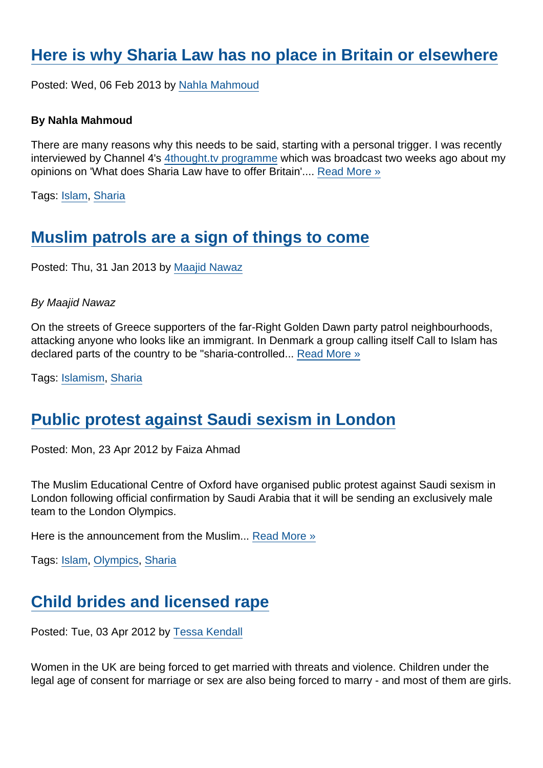## [Here is why Sharia Law has no place in Britain or elsewhere]

Posted: Wed, 06 Feb 2013 by [Nahla Mahmoud]

**By Nahla Mahmoud**

There are many reasons why this needs to be said, starting with a personal trigger. I was recently interviewed by Channel 4's [4thought.tv programme] which was broadcast two weeks ago about my opinions on 'What does Sharia Law have to offer Britain'.... [Read More »]

Tags: [Islam], [Sharia]

## [Muslim patrols are a sign of things to come]

Posted: Thu, 31 Jan 2013 by [Maajid Nawaz]

*By Maajid Nawaz*

On the streets of Greece supporters of the far-Right Golden Dawn party patrol neighbourhoods, attacking anyone who looks like an immigrant. In Denmark a group calling itself Call to Islam has declared parts of the country to be "sharia-controlled... [Read More »]

Tags: [Islamism], [Sharia]

## [Public protest against Saudi sexism in London]

Posted: Mon, 23 Apr 2012 by Faiza Ahmad

The Muslim Educational Centre of Oxford have organised public protest against Saudi sexism in London following official confirmation by Saudi Arabia that it will be sending an exclusively male team to the London Olympics.

Here is the announcement from the Muslim... [Read More »]

Tags: [Islam], [Olympics], [Sharia]

## [Child brides and licensed rape]

Posted: Tue, 03 Apr 2012 by [Tessa Kendall]

Women in the UK are being forced to get married with threats and violence. Children under the legal age of consent for marriage or sex are also being forced to marry - and most of them are girls.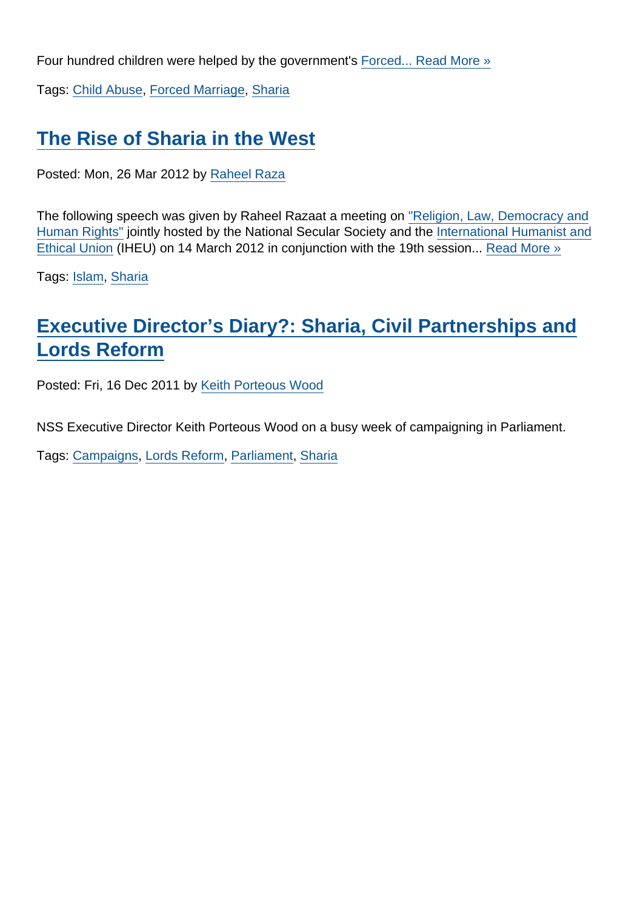Four hundred children were helped by the government's Forced... Read More »

Tags: Child Abuse, Forced Marriage, Sharia

## The Rise of Sharia in the West

Posted: Mon, 26 Mar 2012 by Raheel Raza

The following speech was given by Raheel Razaat a meeting on "Religion, Law, Democracy and Human Rights" jointly hosted by the National Secular Society and the International Humanist and Ethical Union (IHEU) on 14 March 2012 in conjunction with the 19th session... Read More »

Tags: Islam, Sharia

## Executive Director's Diary?: Sharia, Civil Partnerships and Lords Reform

Posted: Fri, 16 Dec 2011 by Keith Porteous Wood

NSS Executive Director Keith Porteous Wood on a busy week of campaigning in Parliament.

Tags: Campaigns, Lords Reform, Parliament, Sharia